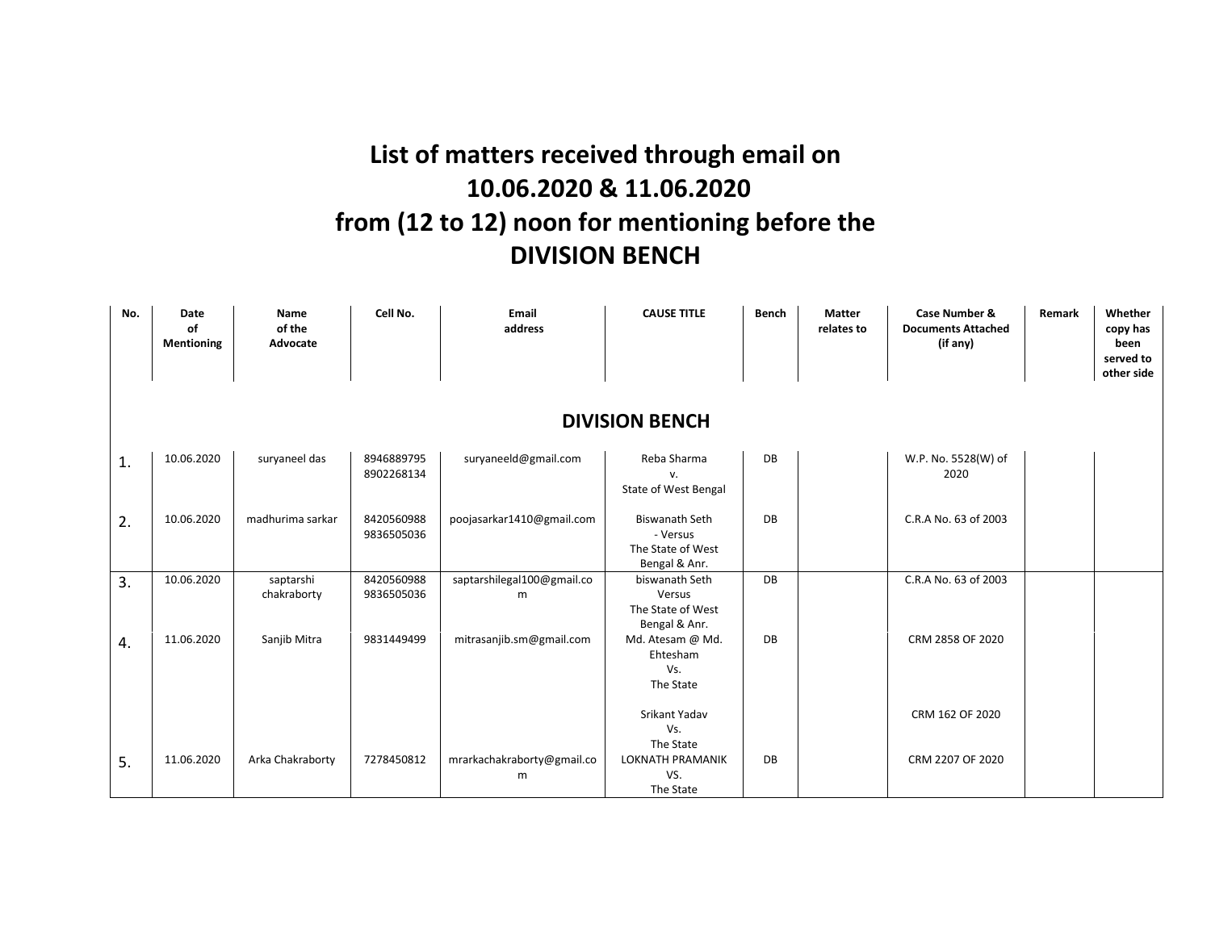# List of matters received through email on 10.06.2020 & 11.06.2020 from (12 to 12) noon for mentioning before the DIVISION BENCH

| No. | Date of Mentioning | Name of the Advocate | Cell No. | Email address | CAUSE TITLE | Bench | Matter relates to | Case Number & Documents Attached (if any) | Remark | Whether copy has been served to other side |
|---|---|---|---|---|---|---|---|---|---|---|
| **DIVISION BENCH** | | | | | | | | | | |
| 1. | 10.06.2020 | suryaneel das | 8946889795 8902268134 | suryaneeld@gmail.com | Reba Sharma v. State of West Bengal | DB | | W.P. No. 5528(W) of 2020 | | |
| 2. | 10.06.2020 | madhurima sarkar | 8420560988 9836505036 | poojasarkar1410@gmail.com | Biswanath Seth - Versus The State of West Bengal & Anr. | DB | | C.R.A No. 63 of 2003 | | |
| 3. | 10.06.2020 | saptarshi chakraborty | 8420560988 9836505036 | saptarshilegal100@gmail.com | biswanath Seth Versus The State of West Bengal & Anr. | DB | | C.R.A No. 63 of 2003 | | |
| 4. | 11.06.2020 | Sanjib Mitra | 9831449499 | mitrasanjib.sm@gmail.com | Md. Atesam @ Md. Ehtesham Vs. The State | DB | | CRM 2858 OF 2020 | | |
| | | | | | Srikant Yadav Vs. The State | | | CRM 162 OF 2020 | | |
| 5. | 11.06.2020 | Arka Chakraborty | 7278450812 | mrarkachakraborty@gmail.com | LOKNATH PRAMANIK VS. The State | DB | | CRM 2207 OF 2020 | | |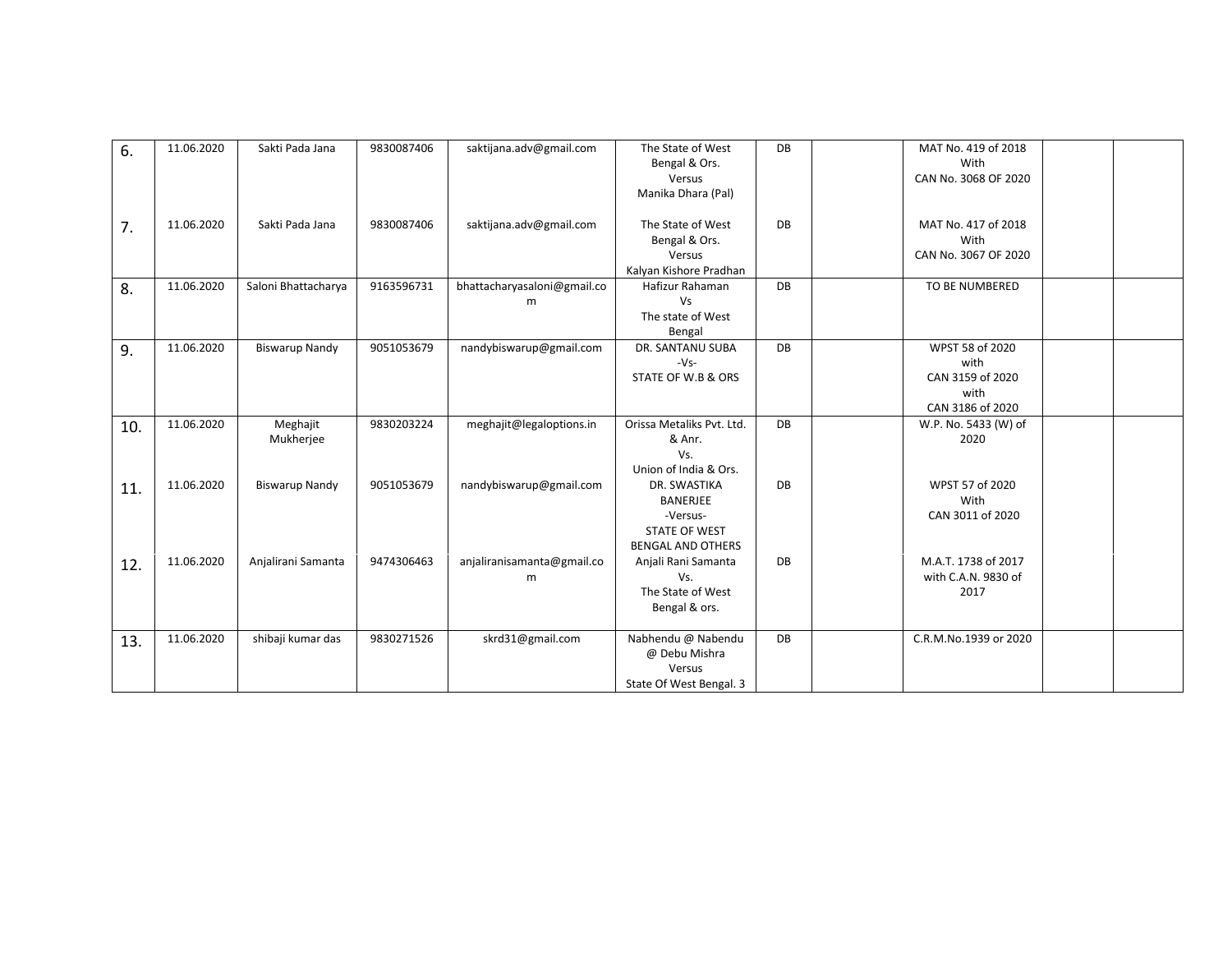| 6. | 11.06.2020 | Sakti Pada Jana | 9830087406 | saktijana.adv@gmail.com | The State of West Bengal & Ors. Versus Manika Dhara (Pal) | DB | | MAT No. 419 of 2018 With CAN No. 3068 OF 2020 | | |
|---|---|---|---|---|---|---|---|---|---|---|
| 7. | 11.06.2020 | Sakti Pada Jana | 9830087406 | saktijana.adv@gmail.com | The State of West Bengal & Ors. Versus Kalyan Kishore Pradhan | DB | | MAT No. 417 of 2018 With CAN No. 3067 OF 2020 | | |
| 8. | 11.06.2020 | Saloni Bhattacharya | 9163596731 | bhattacharyasaloni@gmail.com | Hafizur Rahaman Vs The state of West Bengal | DB | | TO BE NUMBERED | | |
| 9. | 11.06.2020 | Biswarup Nandy | 9051053679 | nandybiswarup@gmail.com | DR. SANTANU SUBA -Vs- STATE OF W.B & ORS | DB | | WPST 58 of 2020 with CAN 3159 of 2020 with CAN 3186 of 2020 | | |
| 10. | 11.06.2020 | Meghajit Mukherjee | 9830203224 | meghajit@legaloptions.in | Orissa Metaliks Pvt. Ltd. & Anr. Vs. Union of India & Ors. | DB | | W.P. No. 5433 (W) of 2020 | | |
| 11. | 11.06.2020 | Biswarup Nandy | 9051053679 | nandybiswarup@gmail.com | DR. SWASTIKA BANERJEE -Versus- STATE OF WEST BENGAL AND OTHERS | DB | | WPST 57 of 2020 With CAN 3011 of 2020 | | |
| 12. | 11.06.2020 | Anjalirani Samanta | 9474306463 | anjaliranisamanta@gmail.com | Anjali Rani Samanta Vs. The State of West Bengal & ors. | DB | | M.A.T. 1738 of 2017 with C.A.N. 9830 of 2017 | | |
| 13. | 11.06.2020 | shibaji kumar das | 9830271526 | skrd31@gmail.com | Nabhendu @ Nabendu @ Debu Mishra Versus State Of West Bengal. 3 | DB | | C.R.M.No.1939 or 2020 | | |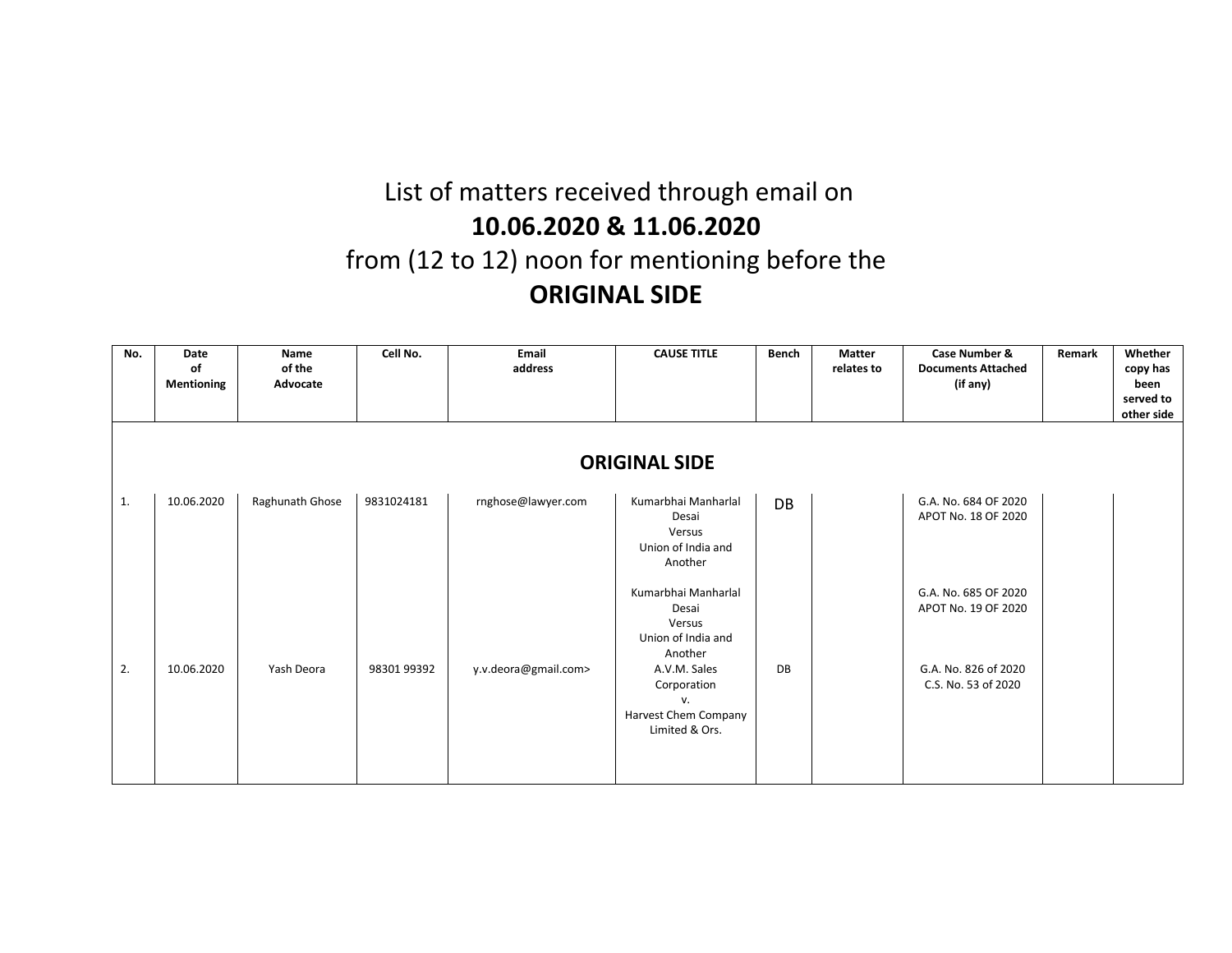List of matters received through email on

**10.06.2020 & 11.06.2020**

from (12 to 12) noon for mentioning before the

**ORIGINAL SIDE**

| No. | Date of Mentioning | Name of the Advocate | Cell No. | Email address | CAUSE TITLE | Bench | Matter relates to | Case Number & Documents Attached (if any) | Remark | Whether copy has been served to other side |
|---|---|---|---|---|---|---|---|---|---|---|
| | | | | | **ORIGINAL SIDE** | | | | | |
| 1. | 10.06.2020 | Raghunath Ghose | 9831024181 | rnghose@lawyer.com | Kumarbhai Manharlal Desai Versus Union of India and Another | DB | | G.A. No. 684 OF 2020 APOT No. 18 OF 2020 | | |
| | | | | | Kumarbhai Manharlal Desai Versus Union of India and Another | | | G.A. No. 685 OF 2020 APOT No. 19 OF 2020 | | |
| 2. | 10.06.2020 | Yash Deora | 98301 99392 | y.v.deora@gmail.com> | A.V.M. Sales Corporation v. Harvest Chem Company Limited & Ors. | DB | | G.A. No. 826 of 2020 C.S. No. 53 of 2020 | | |